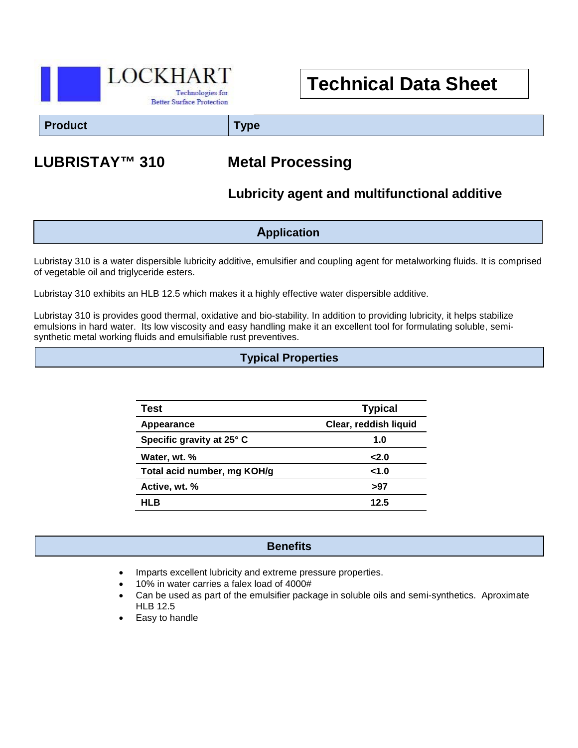LOCKHART
Technologies for Better Surface Protection

# Technical Data Sheet

| Product | Type |
| --- | --- |
| **LUBRISTAY™ 310** | **Metal Processing** |
| | **Lubricity agent and multifunctional additive** |

## Application

Lubristay 310 is a water dispersible lubricity additive, emulsifier and coupling agent for metalworking fluids. It is comprised of vegetable oil and triglyceride esters.

Lubristay 310 exhibits an HLB 12.5 which makes it a highly effective water dispersible additive.

Lubristay 310 is provides good thermal, oxidative and bio-stability. In addition to providing lubricity, it helps stabilize emulsions in hard water. Its low viscosity and easy handling make it an excellent tool for formulating soluble, semi-synthetic metal working fluids and emulsifiable rust preventives.

## Typical Properties

| Test | Typical |
| --- | --- |
| Appearance | Clear, reddish liquid |
| Specific gravity at 25° C | 1.0 |
| Water, wt. % | <2.0 |
| Total acid number, mg KOH/g | <1.0 |
| Active, wt. % | >97 |
| HLB | 12.5 |

## Benefits

- Imparts excellent lubricity and extreme pressure properties.
- 10% in water carries a falex load of 4000#
- Can be used as part of the emulsifier package in soluble oils and semi-synthetics. Aproximate HLB 12.5
- Easy to handle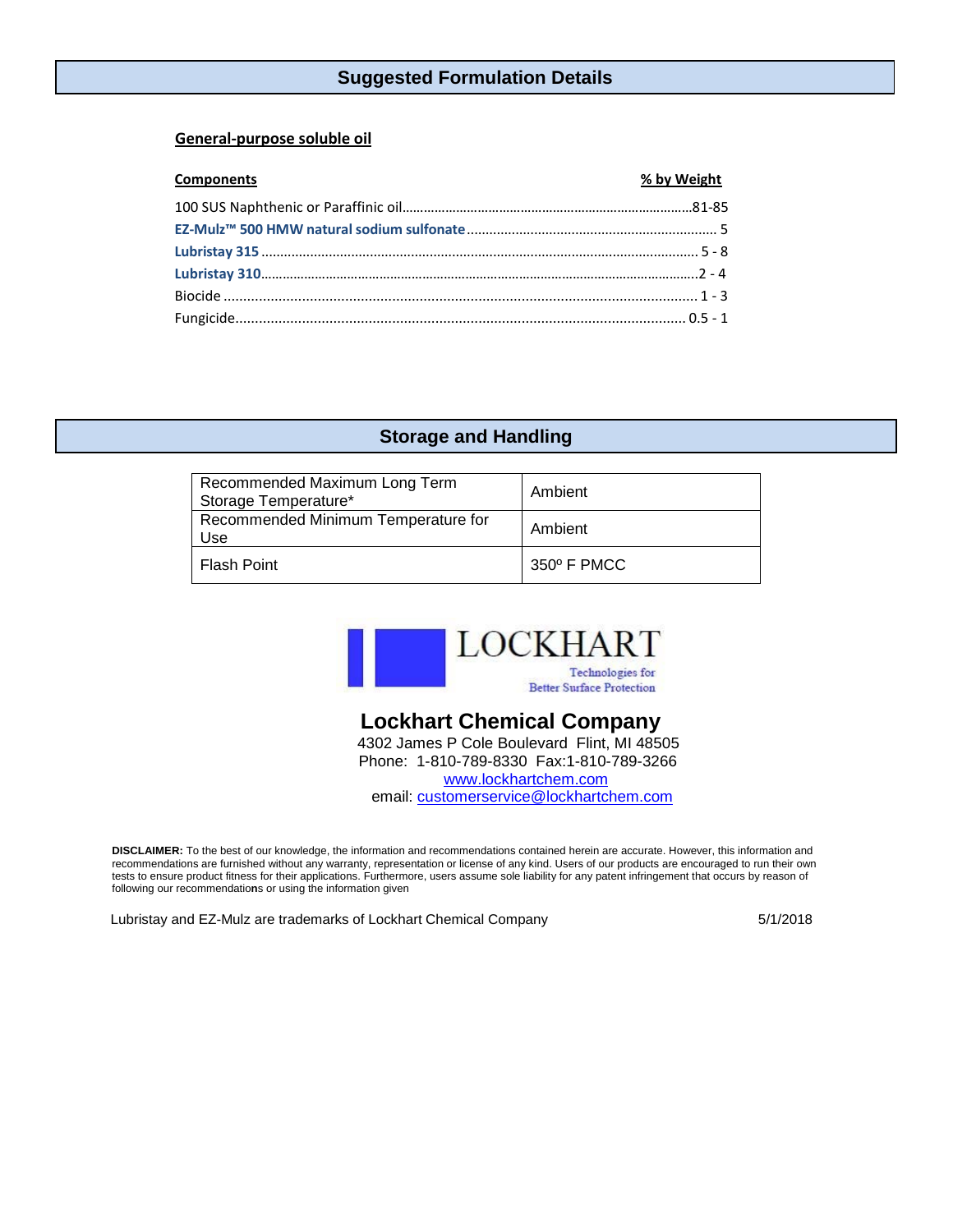## Suggested Formulation Details

**General-purpose soluble oil**

| Components | % by Weight |
|---|---|
| 100 SUS Naphthenic or Paraffinic oil | 81-85 |
| **EZ-Mulz™ 500 HMW natural sodium sulfonate** | 5 |
| **Lubristay 315** | 5 - 8 |
| **Lubristay 310** | 2 - 4 |
| Biocide | 1 - 3 |
| Fungicide | 0.5 - 1 |

## Storage and Handling

| | |
|---|---|
| Recommended Maximum Long Term Storage Temperature* | Ambient |
| Recommended Minimum Temperature for Use | Ambient |
| Flash Point | 350º F PMCC |

LOCKHART

Technologies for Better Surface Protection

**Lockhart Chemical Company**

4302 James P Cole Boulevard Flint, MI 48505
Phone: 1-810-789-8330 Fax:1-810-789-3266
www.lockhartchem.com
email: customerservice@lockhartchem.com

**DISCLAIMER:** To the best of our knowledge, the information and recommendations contained herein are accurate. However, this information and recommendations are furnished without any warranty, representation or license of any kind. Users of our products are encouraged to run their own tests to ensure product fitness for their applications. Furthermore, users assume sole liability for any patent infringement that occurs by reason of following our recommendations or using the information given

Lubristay and EZ-Mulz are trademarks of Lockhart Chemical Company

5/1/2018